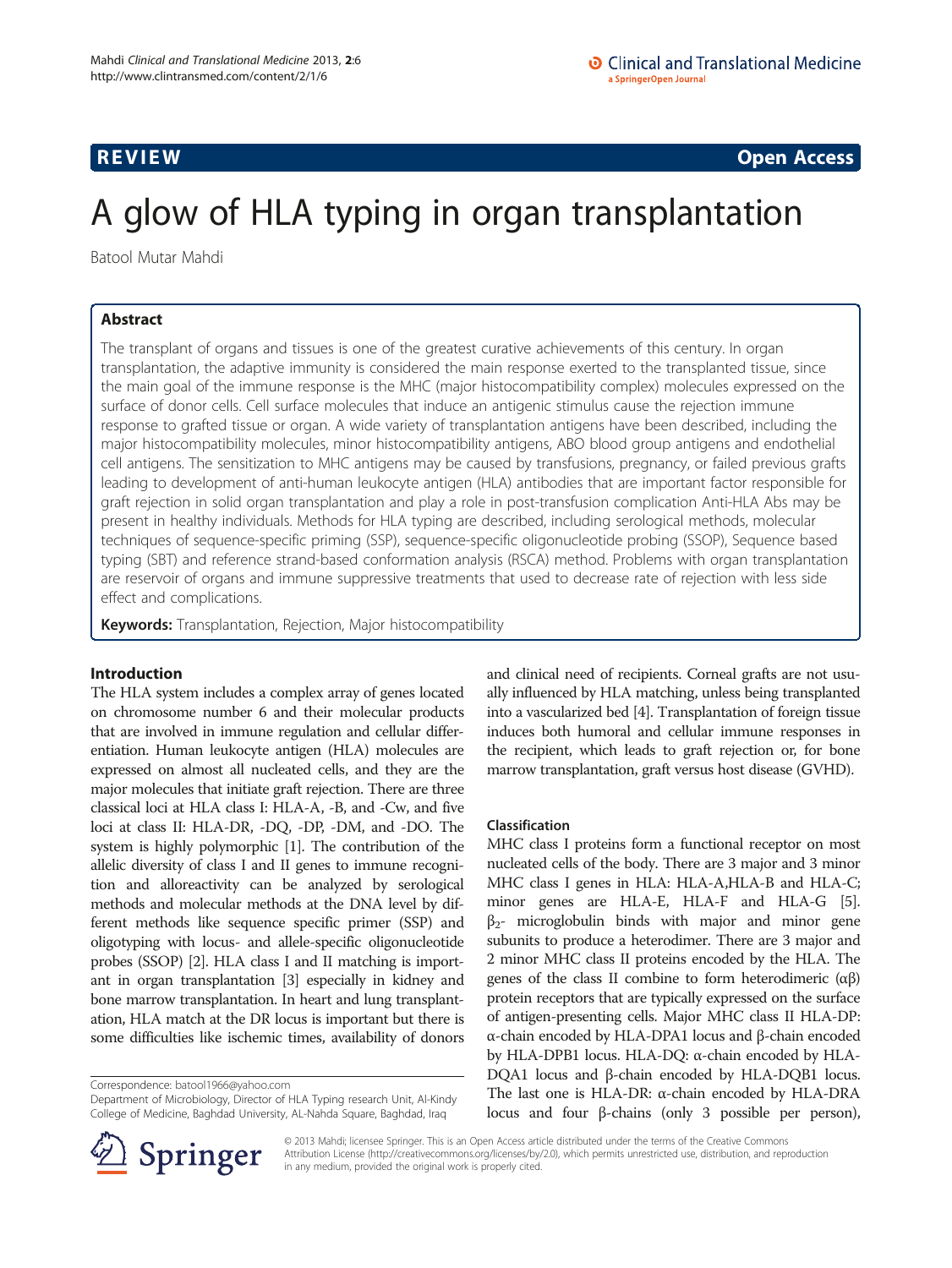REVIEW **Open Access**

# A glow of HLA typing in organ transplantation

Batool Mutar Mahdi

## Abstract

The transplant of organs and tissues is one of the greatest curative achievements of this century. In organ transplantation, the adaptive immunity is considered the main response exerted to the transplanted tissue, since the main goal of the immune response is the MHC (major histocompatibility complex) molecules expressed on the surface of donor cells. Cell surface molecules that induce an antigenic stimulus cause the rejection immune response to grafted tissue or organ. A wide variety of transplantation antigens have been described, including the major histocompatibility molecules, minor histocompatibility antigens, ABO blood group antigens and endothelial cell antigens. The sensitization to MHC antigens may be caused by transfusions, pregnancy, or failed previous grafts leading to development of anti-human leukocyte antigen (HLA) antibodies that are important factor responsible for graft rejection in solid organ transplantation and play a role in post-transfusion complication Anti-HLA Abs may be present in healthy individuals. Methods for HLA typing are described, including serological methods, molecular techniques of sequence-specific priming (SSP), sequence-specific oligonucleotide probing (SSOP), Sequence based typing (SBT) and reference strand-based conformation analysis (RSCA) method. Problems with organ transplantation are reservoir of organs and immune suppressive treatments that used to decrease rate of rejection with less side effect and complications.

**Keywords:** Transplantation, Rejection, Major histocompatibility

## Introduction

The HLA system includes a complex array of genes located on chromosome number 6 and their molecular products that are involved in immune regulation and cellular differentiation. Human leukocyte antigen (HLA) molecules are expressed on almost all nucleated cells, and they are the major molecules that initiate graft rejection. There are three classical loci at HLA class I: HLA-A, -B, and -Cw, and five loci at class II: HLA-DR, -DQ, -DP, -DM, and -DO. The system is highly polymorphic [1]. The contribution of the allelic diversity of class I and II genes to immune recognition and alloreactivity can be analyzed by serological methods and molecular methods at the DNA level by different methods like sequence specific primer (SSP) and oligotyping with locus- and allele-specific oligonucleotide probes (SSOP) [2]. HLA class I and II matching is important in organ transplantation [3] especially in kidney and bone marrow transplantation. In heart and lung transplantation, HLA match at the DR locus is important but there is some difficulties like ischemic times, availability of donors and clinical need of recipients. Corneal grafts are not usually influenced by HLA matching, unless being transplanted into a vascularized bed [4]. Transplantation of foreign tissue induces both humoral and cellular immune responses in the recipient, which leads to graft rejection or, for bone marrow transplantation, graft versus host disease (GVHD).

Correspondence: batool1966@yahoo.com
Department of Microbiology, Director of HLA Typing research Unit, Al-Kindy College of Medicine, Baghdad University, AL-Nahda Square, Baghdad, Iraq

## Classification

MHC class I proteins form a functional receptor on most nucleated cells of the body. There are 3 major and 3 minor MHC class I genes in HLA: HLA-A,HLA-B and HLA-C; minor genes are HLA-E, HLA-F and HLA-G [5]. $\beta_2$- microglobulin binds with major and minor gene subunits to produce a heterodimer. There are 3 major and 2 minor MHC class II proteins encoded by the HLA. The genes of the class II combine to form heterodimeric (αβ) protein receptors that are typically expressed on the surface of antigen-presenting cells. Major MHC class II HLA-DP: α-chain encoded by HLA-DPA1 locus and β-chain encoded by HLA-DPB1 locus. HLA-DQ: α-chain encoded by HLA-DQA1 locus and β-chain encoded by HLA-DQB1 locus. The last one is HLA-DR: α-chain encoded by HLA-DRA locus and four β-chains (only 3 possible per person),

© 2013 Mahdi; licensee Springer. This is an Open Access article distributed under the terms of the Creative Commons Attribution License (http://creativecommons.org/licenses/by/2.0), which permits unrestricted use, distribution, and reproduction in any medium, provided the original work is properly cited.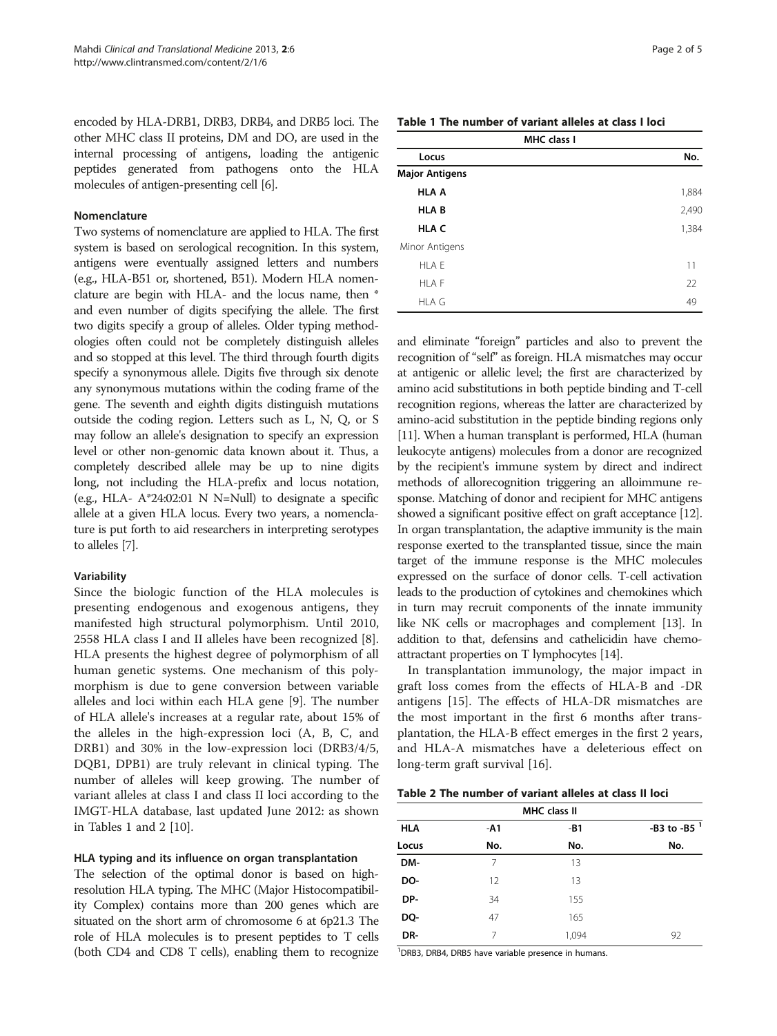encoded by HLA-DRB1, DRB3, DRB4, and DRB5 loci. The other MHC class II proteins, DM and DO, are used in the internal processing of antigens, loading the antigenic peptides generated from pathogens onto the HLA molecules of antigen-presenting cell [6].

### Nomenclature

Two systems of nomenclature are applied to HLA. The first system is based on serological recognition. In this system, antigens were eventually assigned letters and numbers (e.g., HLA-B51 or, shortened, B51). Modern HLA nomenclature are begin with HLA- and the locus name, then * and even number of digits specifying the allele. The first two digits specify a group of alleles. Older typing methodologies often could not be completely distinguish alleles and so stopped at this level. The third through fourth digits specify a synonymous allele. Digits five through six denote any synonymous mutations within the coding frame of the gene. The seventh and eighth digits distinguish mutations outside the coding region. Letters such as L, N, Q, or S may follow an allele's designation to specify an expression level or other non-genomic data known about it. Thus, a completely described allele may be up to nine digits long, not including the HLA-prefix and locus notation, (e.g., HLA- A*24:02:01 N N=Null) to designate a specific allele at a given HLA locus. Every two years, a nomenclature is put forth to aid researchers in interpreting serotypes to alleles [7].

### Variability

Since the biologic function of the HLA molecules is presenting endogenous and exogenous antigens, they manifested high structural polymorphism. Until 2010, 2558 HLA class I and II alleles have been recognized [8]. HLA presents the highest degree of polymorphism of all human genetic systems. One mechanism of this polymorphism is due to gene conversion between variable alleles and loci within each HLA gene [9]. The number of HLA allele's increases at a regular rate, about 15% of the alleles in the high-expression loci (A, B, C, and DRB1) and 30% in the low-expression loci (DRB3/4/5, DQB1, DPB1) are truly relevant in clinical typing. The number of alleles will keep growing. The number of variant alleles at class I and class II loci according to the IMGT-HLA database, last updated June 2012: as shown in Tables 1 and 2 [10].

### HLA typing and its influence on organ transplantation

The selection of the optimal donor is based on high-resolution HLA typing. The MHC (Major Histocompatibility Complex) contains more than 200 genes which are situated on the short arm of chromosome 6 at 6p21.3 The role of HLA molecules is to present peptides to T cells (both CD4 and CD8 T cells), enabling them to recognize and eliminate "foreign" particles and also to prevent the recognition of "self" as foreign. HLA mismatches may occur at antigenic or allelic level; the first are characterized by amino acid substitutions in both peptide binding and T-cell recognition regions, whereas the latter are characterized by amino-acid substitution in the peptide binding regions only [11]. When a human transplant is performed, HLA (human leukocyte antigens) molecules from a donor are recognized by the recipient's immune system by direct and indirect methods of allorecognition triggering an alloimmune response. Matching of donor and recipient for MHC antigens showed a significant positive effect on graft acceptance [12]. In organ transplantation, the adaptive immunity is the main response exerted to the transplanted tissue, since the main target of the immune response is the MHC molecules expressed on the surface of donor cells. T-cell activation leads to the production of cytokines and chemokines which in turn may recruit components of the innate immunity like NK cells or macrophages and complement [13]. In addition to that, defensins and cathelicidin have chemoattractant properties on T lymphocytes [14].

In transplantation immunology, the major impact in graft loss comes from the effects of HLA-B and -DR antigens [15]. The effects of HLA-DR mismatches are the most important in the first 6 months after transplantation, the HLA-B effect emerges in the first 2 years, and HLA-A mismatches have a deleterious effect on long-term graft survival [16].

**Table 1 The number of variant alleles at class I loci**

| MHC class I | |
|---|---|
| **Locus** | **No.** |
| **Major Antigens** | |
| **HLA A** | 1,884 |
| **HLA B** | 2,490 |
| **HLA C** | 1,384 |
| Minor Antigens | |
| HLA E | 11 |
| HLA F | 22 |
| HLA G | 49 |

**Table 2 The number of variant alleles at class II loci**

| MHC class II | | | |
|---|---|---|---|
| **HLA** | **-A1** | **-B1** | **-B3 to -B5 [1]** |
| **Locus** | **No.** | **No.** | **No.** |
| **DM-** | 7 | 13 | |
| **DO-** | 12 | 13 | |
| **DP-** | 34 | 155 | |
| **DQ-** | 47 | 165 | |
| **DR-** | 7 | 1,094 | 92 |

[1]DRB3, DRB4, DRB5 have variable presence in humans.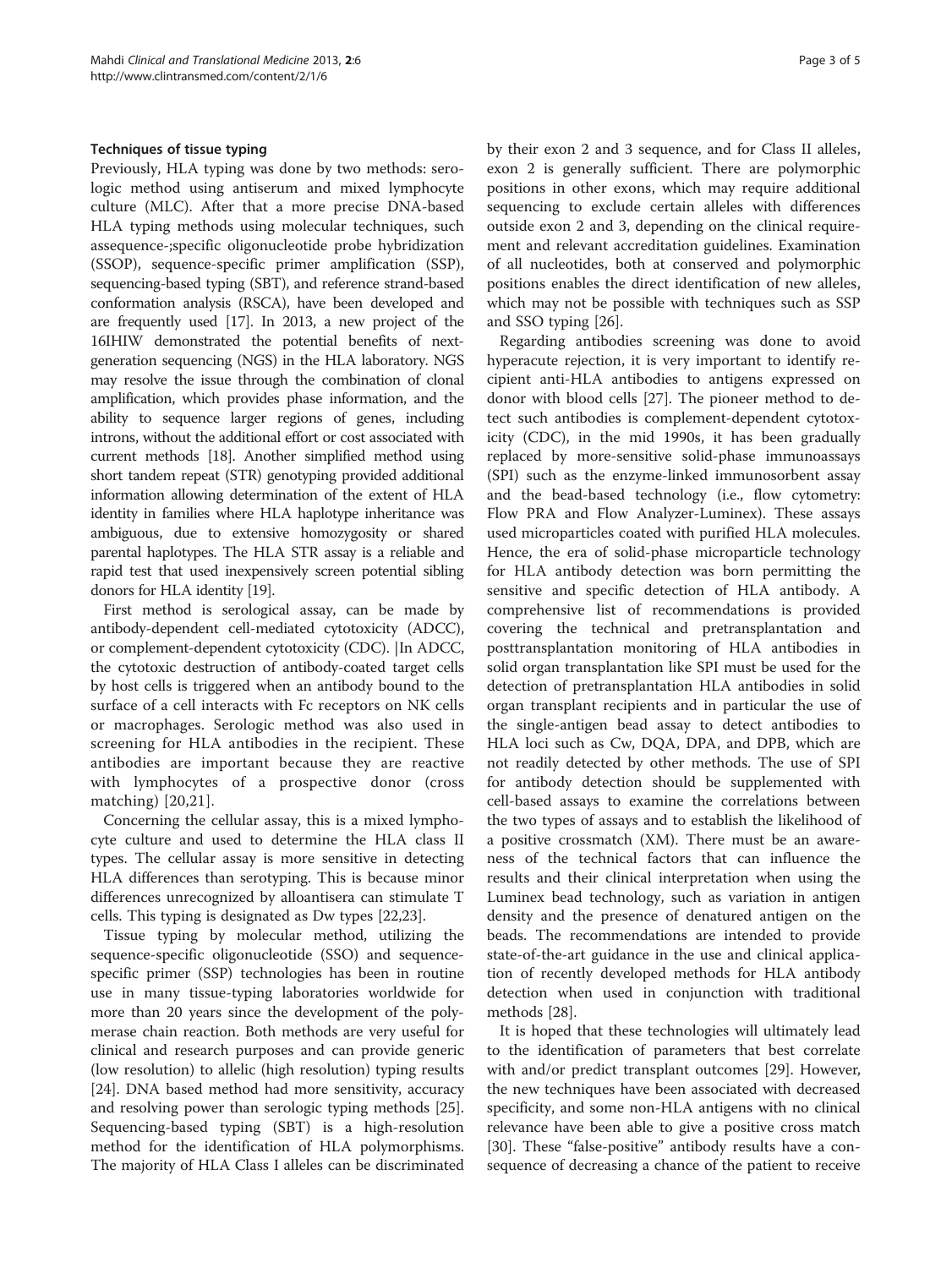#### Techniques of tissue typing

Previously, HLA typing was done by two methods: serologic method using antiserum and mixed lymphocyte culture (MLC). After that a more precise DNA-based HLA typing methods using molecular techniques, such assequence-;specific oligonucleotide probe hybridization (SSOP), sequence-specific primer amplification (SSP), sequencing-based typing (SBT), and reference strand-based conformation analysis (RSCA), have been developed and are frequently used [17]. In 2013, a new project of the 16IHIW demonstrated the potential benefits of next-generation sequencing (NGS) in the HLA laboratory. NGS may resolve the issue through the combination of clonal amplification, which provides phase information, and the ability to sequence larger regions of genes, including introns, without the additional effort or cost associated with current methods [18]. Another simplified method using short tandem repeat (STR) genotyping provided additional information allowing determination of the extent of HLA identity in families where HLA haplotype inheritance was ambiguous, due to extensive homozygosity or shared parental haplotypes. The HLA STR assay is a reliable and rapid test that used inexpensively screen potential sibling donors for HLA identity [19].

First method is serological assay, can be made by antibody-dependent cell-mediated cytotoxicity (ADCC), or complement-dependent cytotoxicity (CDC). |In ADCC, the cytotoxic destruction of antibody-coated target cells by host cells is triggered when an antibody bound to the surface of a cell interacts with Fc receptors on NK cells or macrophages. Serologic method was also used in screening for HLA antibodies in the recipient. These antibodies are important because they are reactive with lymphocytes of a prospective donor (cross matching) [20,21].

Concerning the cellular assay, this is a mixed lymphocyte culture and used to determine the HLA class II types. The cellular assay is more sensitive in detecting HLA differences than serotyping. This is because minor differences unrecognized by alloantisera can stimulate T cells. This typing is designated as Dw types [22,23].

Tissue typing by molecular method, utilizing the sequence-specific oligonucleotide (SSO) and sequence-specific primer (SSP) technologies has been in routine use in many tissue-typing laboratories worldwide for more than 20 years since the development of the polymerase chain reaction. Both methods are very useful for clinical and research purposes and can provide generic (low resolution) to allelic (high resolution) typing results [24]. DNA based method had more sensitivity, accuracy and resolving power than serologic typing methods [25]. Sequencing-based typing (SBT) is a high-resolution method for the identification of HLA polymorphisms. The majority of HLA Class I alleles can be discriminated by their exon 2 and 3 sequence, and for Class II alleles, exon 2 is generally sufficient. There are polymorphic positions in other exons, which may require additional sequencing to exclude certain alleles with differences outside exon 2 and 3, depending on the clinical requirement and relevant accreditation guidelines. Examination of all nucleotides, both at conserved and polymorphic positions enables the direct identification of new alleles, which may not be possible with techniques such as SSP and SSO typing [26].

Regarding antibodies screening was done to avoid hyperacute rejection, it is very important to identify recipient anti-HLA antibodies to antigens expressed on donor with blood cells [27]. The pioneer method to detect such antibodies is complement-dependent cytotoxicity (CDC), in the mid 1990s, it has been gradually replaced by more-sensitive solid-phase immunoassays (SPI) such as the enzyme-linked immunosorbent assay and the bead-based technology (i.e., flow cytometry: Flow PRA and Flow Analyzer-Luminex). These assays used microparticles coated with purified HLA molecules. Hence, the era of solid-phase microparticle technology for HLA antibody detection was born permitting the sensitive and specific detection of HLA antibody. A comprehensive list of recommendations is provided covering the technical and pretransplantation and posttransplantation monitoring of HLA antibodies in solid organ transplantation like SPI must be used for the detection of pretransplantation HLA antibodies in solid organ transplant recipients and in particular the use of the single-antigen bead assay to detect antibodies to HLA loci such as Cw, DQA, DPA, and DPB, which are not readily detected by other methods. The use of SPI for antibody detection should be supplemented with cell-based assays to examine the correlations between the two types of assays and to establish the likelihood of a positive crossmatch (XM). There must be an awareness of the technical factors that can influence the results and their clinical interpretation when using the Luminex bead technology, such as variation in antigen density and the presence of denatured antigen on the beads. The recommendations are intended to provide state-of-the-art guidance in the use and clinical application of recently developed methods for HLA antibody detection when used in conjunction with traditional methods [28].

It is hoped that these technologies will ultimately lead to the identification of parameters that best correlate with and/or predict transplant outcomes [29]. However, the new techniques have been associated with decreased specificity, and some non-HLA antigens with no clinical relevance have been able to give a positive cross match [30]. These "false-positive" antibody results have a consequence of decreasing a chance of the patient to receive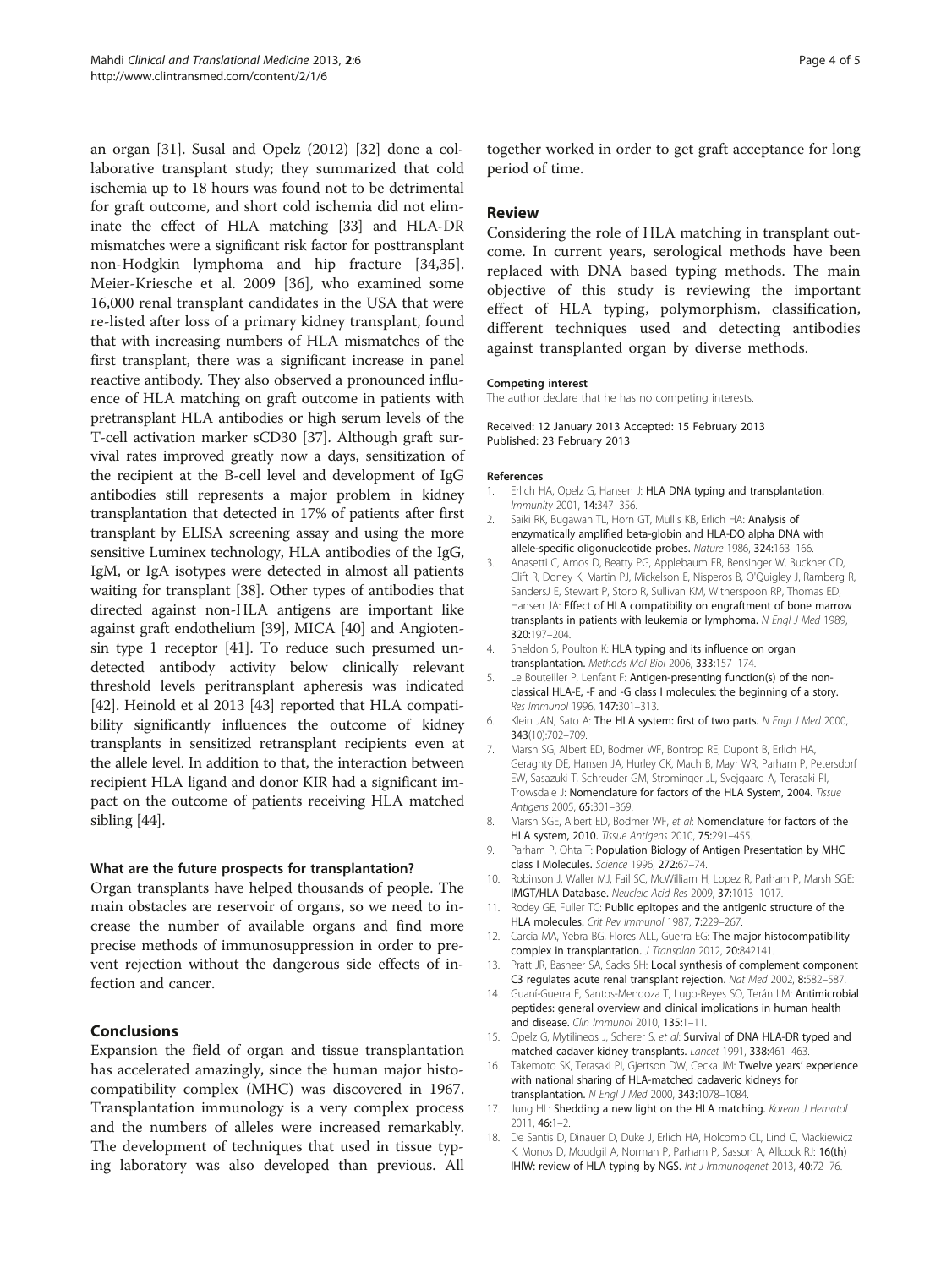an organ [31]. Susal and Opelz (2012) [32] done a collaborative transplant study; they summarized that cold ischemia up to 18 hours was found not to be detrimental for graft outcome, and short cold ischemia did not eliminate the effect of HLA matching [33] and HLA-DR mismatches were a significant risk factor for posttransplant non-Hodgkin lymphoma and hip fracture [34,35]. Meier-Kriesche et al. 2009 [36], who examined some 16,000 renal transplant candidates in the USA that were re-listed after loss of a primary kidney transplant, found that with increasing numbers of HLA mismatches of the first transplant, there was a significant increase in panel reactive antibody. They also observed a pronounced influence of HLA matching on graft outcome in patients with pretransplant HLA antibodies or high serum levels of the T-cell activation marker sCD30 [37]. Although graft survival rates improved greatly now a days, sensitization of the recipient at the B-cell level and development of IgG antibodies still represents a major problem in kidney transplantation that detected in 17% of patients after first transplant by ELISA screening assay and using the more sensitive Luminex technology, HLA antibodies of the IgG, IgM, or IgA isotypes were detected in almost all patients waiting for transplant [38]. Other types of antibodies that directed against non-HLA antigens are important like against graft endothelium [39], MICA [40] and Angiotensin type 1 receptor [41]. To reduce such presumed undetected antibody activity below clinically relevant threshold levels peritransplant apheresis was indicated [42]. Heinold et al 2013 [43] reported that HLA compatibility significantly influences the outcome of kidney transplants in sensitized retransplant recipients even at the allele level. In addition to that, the interaction between recipient HLA ligand and donor KIR had a significant impact on the outcome of patients receiving HLA matched sibling [44].

#### What are the future prospects for transplantation?

Organ transplants have helped thousands of people. The main obstacles are reservoir of organs, so we need to increase the number of available organs and find more precise methods of immunosuppression in order to prevent rejection without the dangerous side effects of infection and cancer.

## Conclusions

Expansion the field of organ and tissue transplantation has accelerated amazingly, since the human major histocompatibility complex (MHC) was discovered in 1967. Transplantation immunology is a very complex process and the numbers of alleles were increased remarkably. The development of techniques that used in tissue typing laboratory was also developed than previous. All together worked in order to get graft acceptance for long period of time.

## Review

Considering the role of HLA matching in transplant outcome. In current years, serological methods have been replaced with DNA based typing methods. The main objective of this study is reviewing the important effect of HLA typing, polymorphism, classification, different techniques used and detecting antibodies against transplanted organ by diverse methods.

#### Competing interest

The author declare that he has no competing interests.

Received: 12 January 2013 Accepted: 15 February 2013
Published: 23 February 2013

#### References

1. Erlich HA, Opelz G, Hansen J: **HLA DNA typing and transplantation.** *Immunity* 2001, **14**:347–356.
2. Saiki RK, Bugawan TL, Horn GT, Mullis KB, Erlich HA: **Analysis of enzymatically amplified beta-globin and HLA-DQ alpha DNA with allele-specific oligonucleotide probes.** *Nature* 1986, **324**:163–166.
3. Anasetti C, Amos D, Beatty PG, Applebaum FR, Bensinger W, Buckner CD, Clift R, Doney K, Martin PJ, Mickelson E, Nisperos B, O'Quigley J, Ramberg R, SandersJ E, Stewart P, Storb R, Sullivan KM, Witherspoon RP, Thomas ED, Hansen JA: **Effect of HLA compatibility on engraftment of bone marrow transplants in patients with leukemia or lymphoma.** *N Engl J Med* 1989, **320**:197–204.
4. Sheldon S, Poulton K: **HLA typing and its influence on organ transplantation.** *Methods Mol Biol* 2006, **333**:157–174.
5. Le Bouteiller P, Lenfant F: **Antigen-presenting function(s) of the non-classical HLA-E, -F and -G class I molecules: the beginning of a story.** *Res Immunol* 1996, **147**:301–313.
6. Klein JAN, Sato A: **The HLA system: first of two parts.** *N Engl J Med* 2000, **343**(10):702–709.
7. Marsh SG, Albert ED, Bodmer WF, Bontrop RE, Dupont B, Erlich HA, Geraghty DE, Hansen JA, Hurley CK, Mach B, Mayr WR, Parham P, Petersdorf EW, Sasazuki T, Schreuder GM, Strominger JL, Svejgaard A, Terasaki PI, Trowsdale J: **Nomenclature for factors of the HLA System, 2004.** *Tissue Antigens* 2005, **65**:301–369.
8. Marsh SGE, Albert ED, Bodmer WF, *et al*: **Nomenclature for factors of the HLA system, 2010.** *Tissue Antigens* 2010, **75**:291–455.
9. Parham P, Ohta T: **Population Biology of Antigen Presentation by MHC class I Molecules.** *Science* 1996, **272**:67–74.
10. Robinson J, Waller MJ, Fail SC, McWilliam H, Lopez R, Parham P, Marsh SGE: **IMGT/HLA Database.** *Neucleic Acid Res* 2009, **37**:1013–1017.
11. Rodey GE, Fuller TC: **Public epitopes and the antigenic structure of the HLA molecules.** *Crit Rev Immunol* 1987, **7**:229–267.
12. Carcia MA, Yebra BG, Flores ALL, Guerra EG: **The major histocompatibility complex in transplantation.** *J Transplan* 2012, **20**:842141.
13. Pratt JR, Basheer SA, Sacks SH: **Local synthesis of complement component C3 regulates acute renal transplant rejection.** *Nat Med* 2002, **8**:582–587.
14. Guaní-Guerra E, Santos-Mendoza T, Lugo-Reyes SO, Terán LM: **Antimicrobial peptides: general overview and clinical implications in human health and disease.** *Clin Immunol* 2010, **135**:1–11.
15. Opelz G, Mytilineos J, Scherer S, *et al*: **Survival of DNA HLA-DR typed and matched cadaver kidney transplants.** *Lancet* 1991, **338**:461–463.
16. Takemoto SK, Terasaki PI, Gjertson DW, Cecka JM: **Twelve years' experience with national sharing of HLA-matched cadaveric kidneys for transplantation.** *N Engl J Med* 2000, **343**:1078–1084.
17. Jung HL: **Shedding a new light on the HLA matching.** *Korean J Hematol* 2011, **46**:1–2.
18. De Santis D, Dinauer D, Duke J, Erlich HA, Holcomb CL, Lind C, Mackiewicz K, Monos D, Moudgil A, Norman P, Parham P, Sasson A, Allcock RJ: **16(th) IHIW: review of HLA typing by NGS.** *Int J Immunogenet* 2013, **40**:72–76.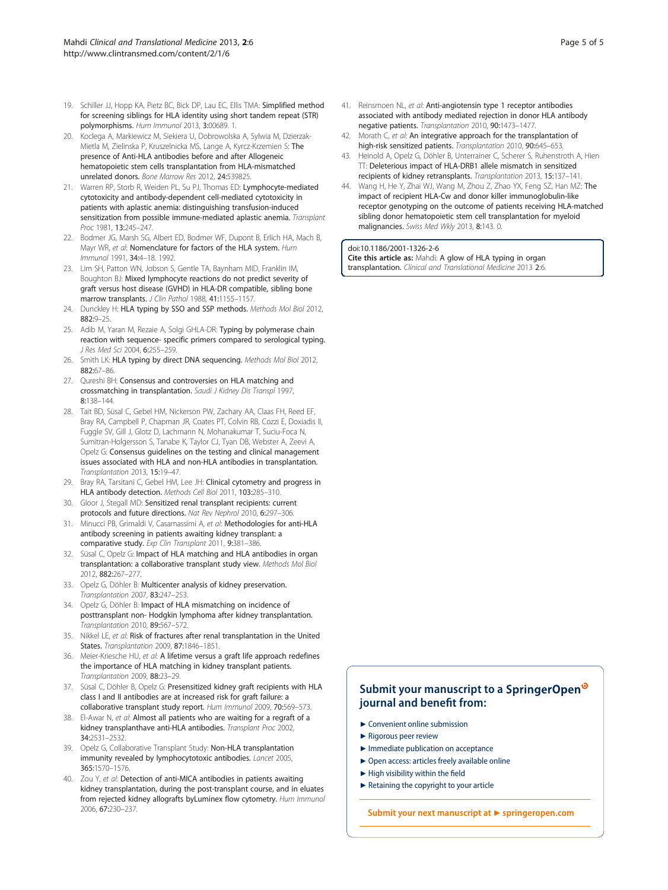19. Schiller JJ, Hopp KA, Pietz BC, Bick DP, Lau EC, Ellis TMA: Simplified method for screening siblings for HLA identity using short tandem repeat (STR) polymorphisms. *Hum Immunol* 2013, **3:**00689. 1.
20. Koclega A, Markiewicz M, Siekiera U, Dobrowolska A, Sylwia M, Dzierzak-Mietla M, Zielinska P, Kruszelnicka MS, Lange A, Kyrcz-Krzemien S: The presence of Anti-HLA antibodies before and after Allogeneic hematopoietic stem cells transplantation from HLA-mismatched unrelated donors. *Bone Marrow Res* 2012, **24:**539825.
21. Warren RP, Storb R, Weiden PL, Su PJ, Thomas ED: Lymphocyte-mediated cytotoxicity and antibody-dependent cell-mediated cytotoxicity in patients with aplastic anemia: distinguishing transfusion-induced sensitization from possible immune-mediated aplastic anemia. *Transplant Proc* 1981, **13:**245–247.
22. Bodmer JG, Marsh SG, Albert ED, Bodmer WF, Dupont B, Erlich HA, Mach B, Mayr WR, *et al*: Nomenclature for factors of the HLA system. *Hum Immunol* 1991, **34:**4–18. 1992.
23. Lim SH, Patton WN, Jobson S, Gentle TA, Baynham MID, Franklin IM, Boughton BJ: Mixed lymphocyte reactions do not predict severity of graft versus host disease (GVHD) in HLA-DR compatible, sibling bone marrow transplants. *J Clin Pathol* 1988, **41:**1155–1157.
24. Dunckley H: HLA typing by SSO and SSP methods. *Methods Mol Biol* 2012, **882:**9–25.
25. Adib M, Yaran M, Rezaie A, Solgi GHLA-DR: Typing by polymerase chain reaction with sequence- specific primers compared to serological typing. *J Res Med Sci* 2004, **6:**255–259.
26. Smith LK: HLA typing by direct DNA sequencing. *Methods Mol Biol* 2012, **882:**67–86.
27. Qureshi BH: Consensus and controversies on HLA matching and crossmatching in transplantation. *Saudi J Kidney Dis Transpl* 1997, **8:**138–144.
28. Tait BD, Süsal C, Gebel HM, Nickerson PW, Zachary AA, Claas FH, Reed EF, Bray RA, Campbell P, Chapman JR, Coates PT, Colvin RB, Cozzi E, Doxiadis II, Fuggle SV, Gill J, Glotz D, Lachmann N, Mohanakumar T, Suciu-Foca N, Sumitran-Holgersson S, Tanabe K, Taylor CJ, Tyan DB, Webster A, Zeevi A, Opelz G: Consensus guidelines on the testing and clinical management issues associated with HLA and non-HLA antibodies in transplantation. *Transplantation* 2013, **15:**19–47.
29. Bray RA, Tarsitani C, Gebel HM, Lee JH: Clinical cytometry and progress in HLA antibody detection. *Methods Cell Biol* 2011, **103:**285–310.
30. Gloor J, Stegall MD: Sensitized renal transplant recipients: current protocols and future directions. *Nat Rev Nephrol* 2010, **6:**297–306.
31. Minucci PB, Grimaldi V, Casamassimi A, *et al*: Methodologies for anti-HLA antibody screening in patients awaiting kidney transplant: a comparative study. *Exp Clin Transplant* 2011, **9:**381–386.
32. Süsal C, Opelz G: Impact of HLA matching and HLA antibodies in organ transplantation: a collaborative transplant study view. *Methods Mol Biol* 2012, **882:**267–277.
33. Opelz G, Döhler B: Multicenter analysis of kidney preservation. *Transplantation* 2007, **83:**247–253.
34. Opelz G, Döhler B: Impact of HLA mismatching on incidence of posttransplant non- Hodgkin lymphoma after kidney transplantation. *Transplantation* 2010, **89:**567–572.
35. Nikkel LE, *et al*: Risk of fractures after renal transplantation in the United States. *Transplantation* 2009, **87:**1846–1851.
36. Meier-Kriesche HU, *et al*: A lifetime versus a graft life approach redefines the importance of HLA matching in kidney transplant patients. *Transplantation* 2009, **88:**23–29.
37. Süsal C, Döhler B, Opelz G: Presensitized kidney graft recipients with HLA class I and II antibodies are at increased risk for graft failure: a collaborative transplant study report. *Hum Immunol* 2009, **70:**569–573.
38. El-Awar N, *et al*: Almost all patients who are waiting for a regraft of a kidney transplanthave anti-HLA antibodies. *Transplant Proc* 2002, **34:**2531–2532.
39. Opelz G, Collaborative Transplant Study: Non-HLA transplantation immunity revealed by lymphocytotoxic antibodies. *Lancet* 2005, **365:**1570–1576.
40. Zou Y, *et al*: Detection of anti-MICA antibodies in patients awaiting kidney transplantation, during the post-transplant course, and in eluates from rejected kidney allografts byLuminex flow cytometry. *Hum Immunol* 2006, **67:**230–237.
41. Reinsmoen NL, *et al*: Anti-angiotensin type 1 receptor antibodies associated with antibody mediated rejection in donor HLA antibody negative patients. *Transplantation* 2010, **90:**1473–1477.
42. Morath C, *et al*: An integrative approach for the transplantation of high-risk sensitized patients. *Transplantation* 2010, **90:**645–653.
43. Heinold A, Opelz G, Döhler B, Unterrainer C, Scherer S, Ruhenstroth A, Hien TT: Deleterious impact of HLA-DRB1 allele mismatch in sensitized recipients of kidney retransplants. *Transplantation* 2013, **15:**137–141.
44. Wang H, He Y, Zhai WJ, Wang M, Zhou Z, Zhao YX, Feng SZ, Han MZ: The impact of recipient HLA-Cw and donor killer immunoglobulin-like receptor genotyping on the outcome of patients receiving HLA-matched sibling donor hematopoietic stem cell transplantation for myeloid malignancies. *Swiss Med Wkly* 2013, **8:**143. 0.

doi:10.1186/2001-1326-2-6
**Cite this article as:** Mahdi: A glow of HLA typing in organ transplantation. *Clinical and Translational Medicine* 2013 **2**:6.

## Submit your manuscript to a SpringerOpen journal and benefit from:

- ► Convenient online submission
- ► Rigorous peer review
- ► Immediate publication on acceptance
- ► Open access: articles freely available online
- ► High visibility within the field
- ► Retaining the copyright to your article

**Submit your next manuscript at ► springeropen.com**